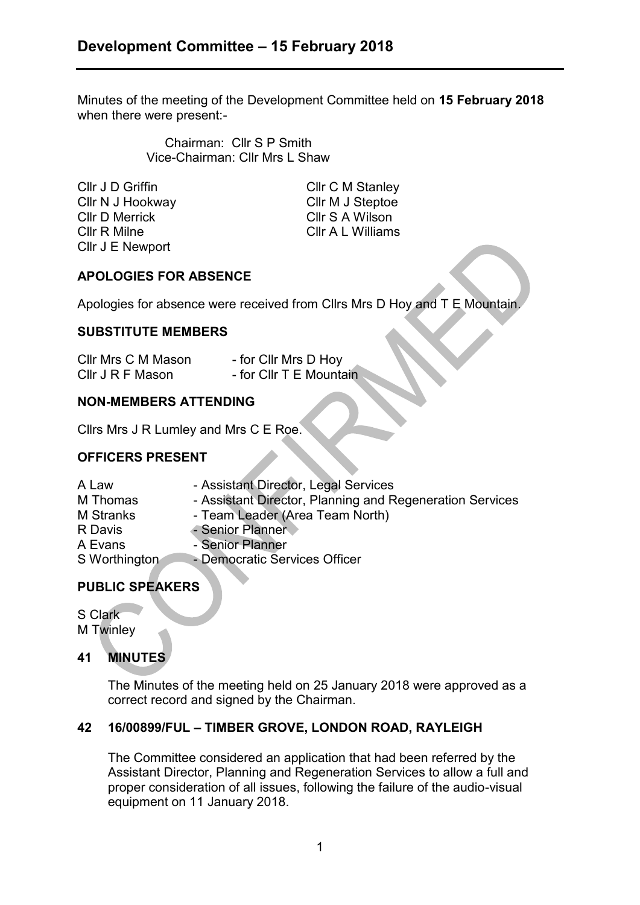# Development Committee – 15 February 2018

Minutes of the meeting of the Development Committee held on **15 February 2018** when there were present:-

Chairman: Cllr S P Smith
Vice-Chairman: Cllr Mrs L Shaw

Cllr J D Griffin
Cllr N J Hookway
Cllr D Merrick
Cllr R Milne
Cllr J E Newport
Cllr C M Stanley
Cllr M J Steptoe
Cllr S A Wilson
Cllr A L Williams

## APOLOGIES FOR ABSENCE

Apologies for absence were received from Cllrs Mrs D Hoy and T E Mountain.

## SUBSTITUTE MEMBERS

Cllr Mrs C M Mason - for Cllr Mrs D Hoy
Cllr J R F Mason - for Cllr T E Mountain

## NON-MEMBERS ATTENDING

Cllrs Mrs J R Lumley and Mrs C E Roe.

## OFFICERS PRESENT

A Law - Assistant Director, Legal Services
M Thomas - Assistant Director, Planning and Regeneration Services
M Stranks - Team Leader (Area Team North)
R Davis - Senior Planner
A Evans - Senior Planner
S Worthington - Democratic Services Officer

## PUBLIC SPEAKERS

S Clark
M Twinley

## 41 MINUTES

The Minutes of the meeting held on 25 January 2018 were approved as a correct record and signed by the Chairman.

## 42 16/00899/FUL – TIMBER GROVE, LONDON ROAD, RAYLEIGH

The Committee considered an application that had been referred by the Assistant Director, Planning and Regeneration Services to allow a full and proper consideration of all issues, following the failure of the audio-visual equipment on 11 January 2018.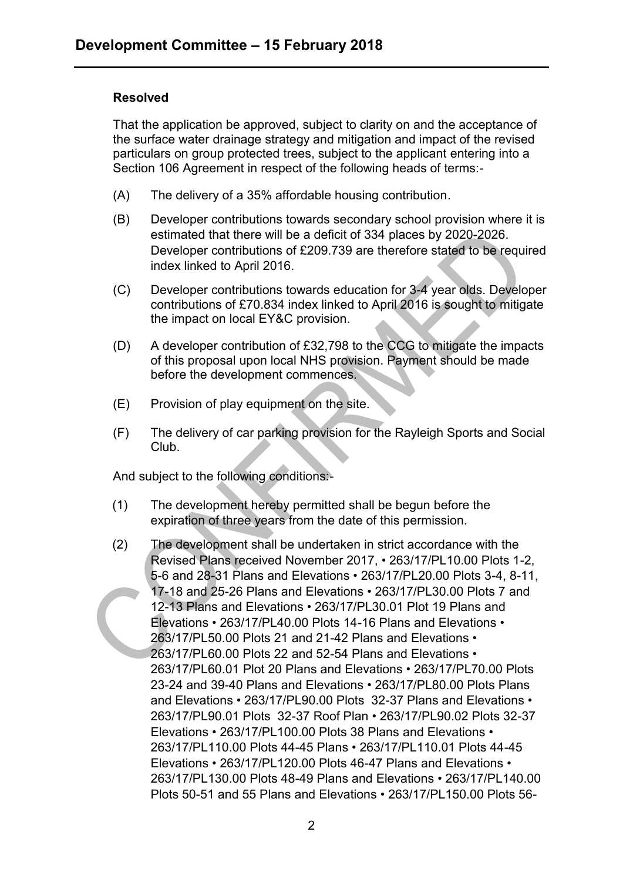**Resolved**

That the application be approved, subject to clarity on and the acceptance of the surface water drainage strategy and mitigation and impact of the revised particulars on group protected trees, subject to the applicant entering into a Section 106 Agreement in respect of the following heads of terms:-

(A) The delivery of a 35% affordable housing contribution.

(B) Developer contributions towards secondary school provision where it is estimated that there will be a deficit of 334 places by 2020-2026. Developer contributions of £209.739 are therefore stated to be required index linked to April 2016.

(C) Developer contributions towards education for 3-4 year olds. Developer contributions of £70.834 index linked to April 2016 is sought to mitigate the impact on local EY&C provision.

(D) A developer contribution of £32,798 to the CCG to mitigate the impacts of this proposal upon local NHS provision. Payment should be made before the development commences.

(E) Provision of play equipment on the site.

(F) The delivery of car parking provision for the Rayleigh Sports and Social Club.

And subject to the following conditions:-

(1) The development hereby permitted shall be begun before the expiration of three years from the date of this permission.

(2) The development shall be undertaken in strict accordance with the Revised Plans received November 2017, • 263/17/PL10.00 Plots 1-2, 5-6 and 28-31 Plans and Elevations • 263/17/PL20.00 Plots 3-4, 8-11, 17-18 and 25-26 Plans and Elevations • 263/17/PL30.00 Plots 7 and 12-13 Plans and Elevations • 263/17/PL30.01 Plot 19 Plans and Elevations • 263/17/PL40.00 Plots 14-16 Plans and Elevations • 263/17/PL50.00 Plots 21 and 21-42 Plans and Elevations • 263/17/PL60.00 Plots 22 and 52-54 Plans and Elevations • 263/17/PL60.01 Plot 20 Plans and Elevations • 263/17/PL70.00 Plots 23-24 and 39-40 Plans and Elevations • 263/17/PL80.00 Plots Plans and Elevations • 263/17/PL90.00 Plots 32-37 Plans and Elevations • 263/17/PL90.01 Plots 32-37 Roof Plan • 263/17/PL90.02 Plots 32-37 Elevations • 263/17/PL100.00 Plots 38 Plans and Elevations • 263/17/PL110.00 Plots 44-45 Plans • 263/17/PL110.01 Plots 44-45 Elevations • 263/17/PL120.00 Plots 46-47 Plans and Elevations • 263/17/PL130.00 Plots 48-49 Plans and Elevations • 263/17/PL140.00 Plots 50-51 and 55 Plans and Elevations • 263/17/PL150.00 Plots 56-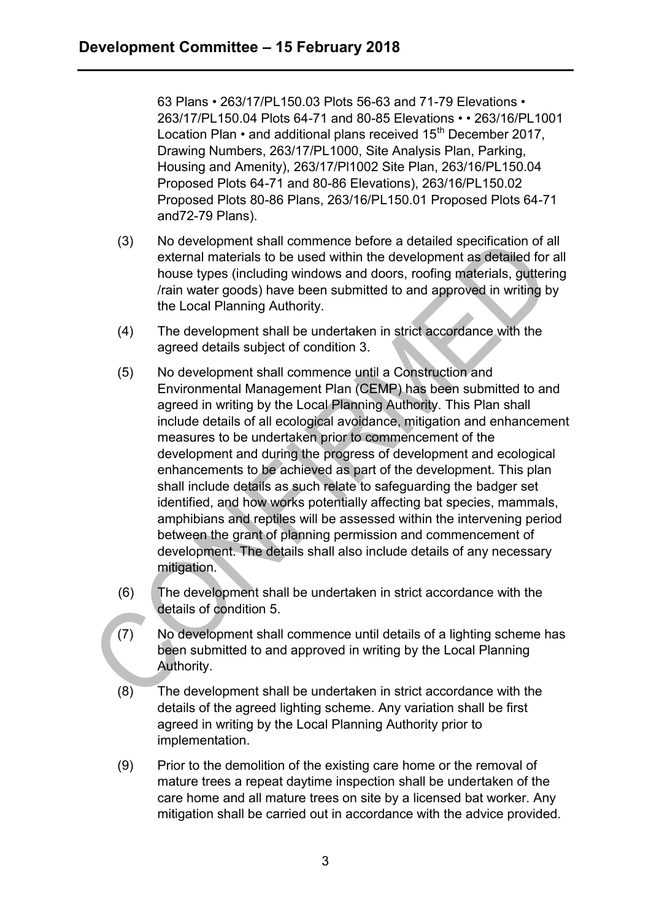63 Plans • 263/17/PL150.03 Plots 56-63 and 71-79 Elevations • 263/17/PL150.04 Plots 64-71 and 80-85 Elevations • • 263/16/PL1001 Location Plan • and additional plans received 15th December 2017, Drawing Numbers, 263/17/PL1000, Site Analysis Plan, Parking, Housing and Amenity), 263/17/Pl1002 Site Plan, 263/16/PL150.04 Proposed Plots 64-71 and 80-86 Elevations), 263/16/PL150.02 Proposed Plots 80-86 Plans, 263/16/PL150.01 Proposed Plots 64-71 and72-79 Plans).

(3) No development shall commence before a detailed specification of all external materials to be used within the development as detailed for all house types (including windows and doors, roofing materials, guttering /rain water goods) have been submitted to and approved in writing by the Local Planning Authority.

(4) The development shall be undertaken in strict accordance with the agreed details subject of condition 3.

(5) No development shall commence until a Construction and Environmental Management Plan (CEMP) has been submitted to and agreed in writing by the Local Planning Authority. This Plan shall include details of all ecological avoidance, mitigation and enhancement measures to be undertaken prior to commencement of the development and during the progress of development and ecological enhancements to be achieved as part of the development. This plan shall include details as such relate to safeguarding the badger set identified, and how works potentially affecting bat species, mammals, amphibians and reptiles will be assessed within the intervening period between the grant of planning permission and commencement of development. The details shall also include details of any necessary mitigation.

(6) The development shall be undertaken in strict accordance with the details of condition 5.

(7) No development shall commence until details of a lighting scheme has been submitted to and approved in writing by the Local Planning Authority.

(8) The development shall be undertaken in strict accordance with the details of the agreed lighting scheme. Any variation shall be first agreed in writing by the Local Planning Authority prior to implementation.

(9) Prior to the demolition of the existing care home or the removal of mature trees a repeat daytime inspection shall be undertaken of the care home and all mature trees on site by a licensed bat worker. Any mitigation shall be carried out in accordance with the advice provided.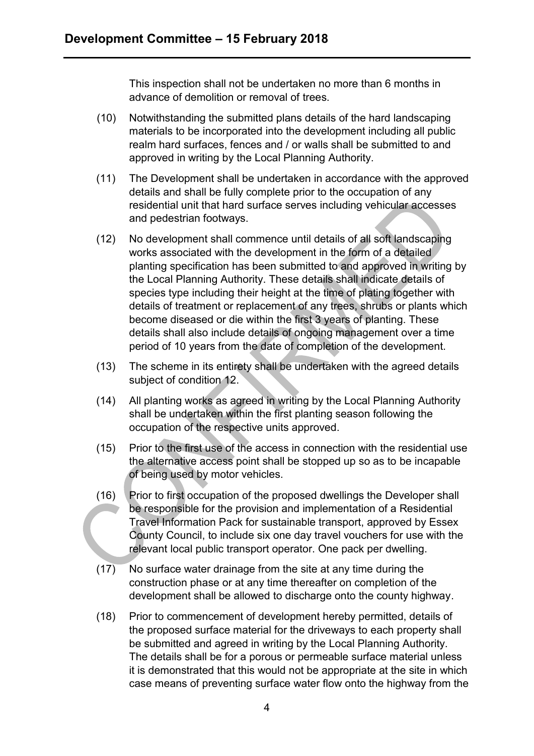This inspection shall not be undertaken no more than 6 months in advance of demolition or removal of trees.

(10) Notwithstanding the submitted plans details of the hard landscaping materials to be incorporated into the development including all public realm hard surfaces, fences and / or walls shall be submitted to and approved in writing by the Local Planning Authority.

(11) The Development shall be undertaken in accordance with the approved details and shall be fully complete prior to the occupation of any residential unit that hard surface serves including vehicular accesses and pedestrian footways.

(12) No development shall commence until details of all soft landscaping works associated with the development in the form of a detailed planting specification has been submitted to and approved in writing by the Local Planning Authority. These details shall indicate details of species type including their height at the time of plating together with details of treatment or replacement of any trees, shrubs or plants which become diseased or die within the first 3 years of planting. These details shall also include details of ongoing management over a time period of 10 years from the date of completion of the development.

(13) The scheme in its entirety shall be undertaken with the agreed details subject of condition 12.

(14) All planting works as agreed in writing by the Local Planning Authority shall be undertaken within the first planting season following the occupation of the respective units approved.

(15) Prior to the first use of the access in connection with the residential use the alternative access point shall be stopped up so as to be incapable of being used by motor vehicles.

(16) Prior to first occupation of the proposed dwellings the Developer shall be responsible for the provision and implementation of a Residential Travel Information Pack for sustainable transport, approved by Essex County Council, to include six one day travel vouchers for use with the relevant local public transport operator. One pack per dwelling.

(17) No surface water drainage from the site at any time during the construction phase or at any time thereafter on completion of the development shall be allowed to discharge onto the county highway.

(18) Prior to commencement of development hereby permitted, details of the proposed surface material for the driveways to each property shall be submitted and agreed in writing by the Local Planning Authority. The details shall be for a porous or permeable surface material unless it is demonstrated that this would not be appropriate at the site in which case means of preventing surface water flow onto the highway from the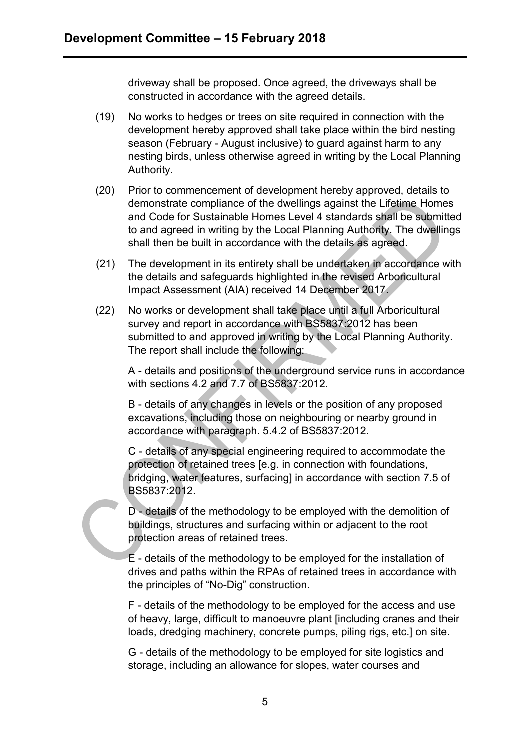driveway shall be proposed. Once agreed, the driveways shall be constructed in accordance with the agreed details.

(19) No works to hedges or trees on site required in connection with the development hereby approved shall take place within the bird nesting season (February - August inclusive) to guard against harm to any nesting birds, unless otherwise agreed in writing by the Local Planning Authority.

(20) Prior to commencement of development hereby approved, details to demonstrate compliance of the dwellings against the Lifetime Homes and Code for Sustainable Homes Level 4 standards shall be submitted to and agreed in writing by the Local Planning Authority. The dwellings shall then be built in accordance with the details as agreed.

(21) The development in its entirety shall be undertaken in accordance with the details and safeguards highlighted in the revised Arboricultural Impact Assessment (AIA) received 14 December 2017.

(22) No works or development shall take place until a full Arboricultural survey and report in accordance with BS5837:2012 has been submitted to and approved in writing by the Local Planning Authority. The report shall include the following:

A - details and positions of the underground service runs in accordance with sections 4.2 and 7.7 of BS5837:2012.

B - details of any changes in levels or the position of any proposed excavations, including those on neighbouring or nearby ground in accordance with paragraph. 5.4.2 of BS5837:2012.

C - details of any special engineering required to accommodate the protection of retained trees [e.g. in connection with foundations, bridging, water features, surfacing] in accordance with section 7.5 of BS5837:2012.

D - details of the methodology to be employed with the demolition of buildings, structures and surfacing within or adjacent to the root protection areas of retained trees.

E - details of the methodology to be employed for the installation of drives and paths within the RPAs of retained trees in accordance with the principles of "No-Dig" construction.

F - details of the methodology to be employed for the access and use of heavy, large, difficult to manoeuvre plant [including cranes and their loads, dredging machinery, concrete pumps, piling rigs, etc.] on site.

G - details of the methodology to be employed for site logistics and storage, including an allowance for slopes, water courses and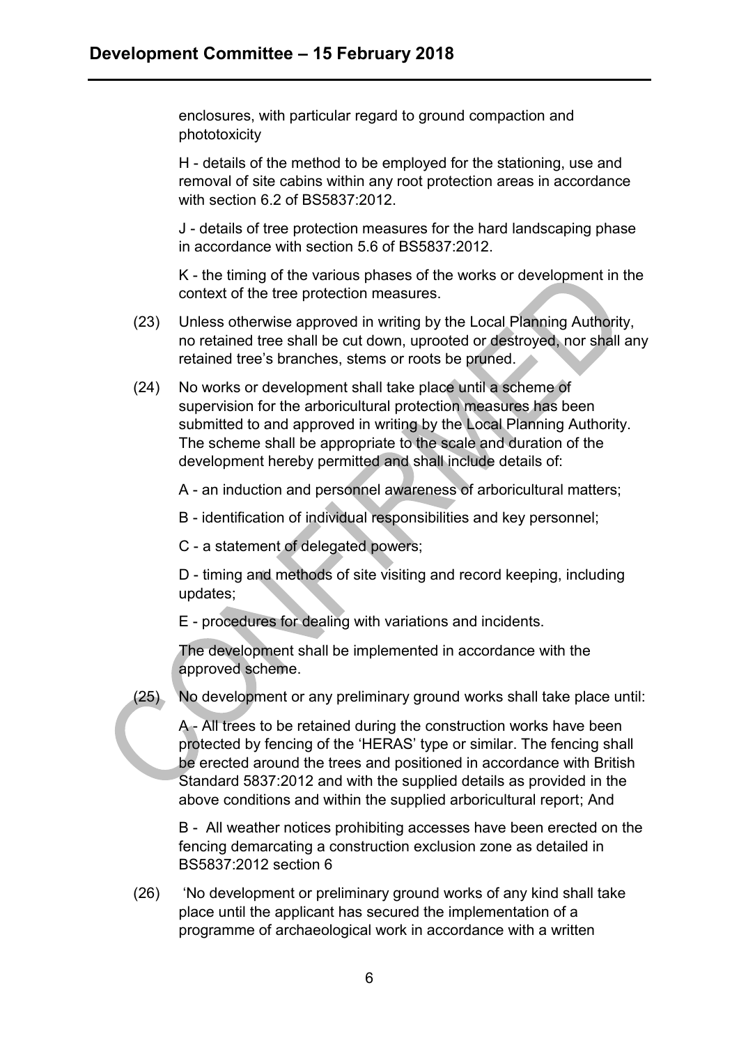enclosures, with particular regard to ground compaction and phototoxicity

H - details of the method to be employed for the stationing, use and removal of site cabins within any root protection areas in accordance with section 6.2 of BS5837:2012.

J - details of tree protection measures for the hard landscaping phase in accordance with section 5.6 of BS5837:2012.

K - the timing of the various phases of the works or development in the context of the tree protection measures.

(23) Unless otherwise approved in writing by the Local Planning Authority, no retained tree shall be cut down, uprooted or destroyed, nor shall any retained tree's branches, stems or roots be pruned.

(24) No works or development shall take place until a scheme of supervision for the arboricultural protection measures has been submitted to and approved in writing by the Local Planning Authority. The scheme shall be appropriate to the scale and duration of the development hereby permitted and shall include details of:

A - an induction and personnel awareness of arboricultural matters;

B - identification of individual responsibilities and key personnel;

C - a statement of delegated powers;

D - timing and methods of site visiting and record keeping, including updates;

E - procedures for dealing with variations and incidents.

The development shall be implemented in accordance with the approved scheme.

(25) No development or any preliminary ground works shall take place until:

A - All trees to be retained during the construction works have been protected by fencing of the 'HERAS' type or similar. The fencing shall be erected around the trees and positioned in accordance with British Standard 5837:2012 and with the supplied details as provided in the above conditions and within the supplied arboricultural report; And

B - All weather notices prohibiting accesses have been erected on the fencing demarcating a construction exclusion zone as detailed in BS5837:2012 section 6

(26) 'No development or preliminary ground works of any kind shall take place until the applicant has secured the implementation of a programme of archaeological work in accordance with a written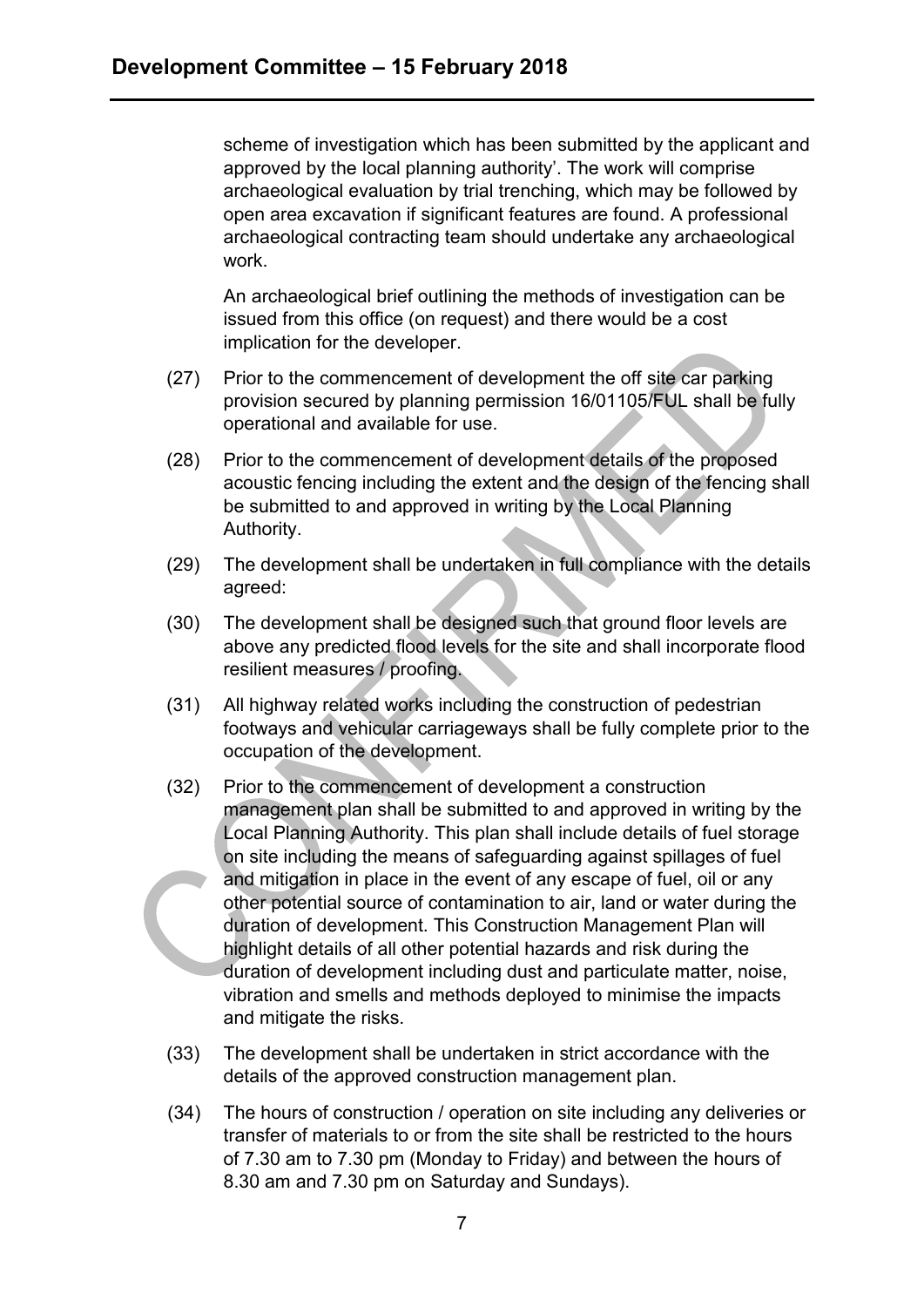scheme of investigation which has been submitted by the applicant and approved by the local planning authority'. The work will comprise archaeological evaluation by trial trenching, which may be followed by open area excavation if significant features are found. A professional archaeological contracting team should undertake any archaeological work.

An archaeological brief outlining the methods of investigation can be issued from this office (on request) and there would be a cost implication for the developer.

(27) Prior to the commencement of development the off site car parking provision secured by planning permission 16/01105/FUL shall be fully operational and available for use.

(28) Prior to the commencement of development details of the proposed acoustic fencing including the extent and the design of the fencing shall be submitted to and approved in writing by the Local Planning Authority.

(29) The development shall be undertaken in full compliance with the details agreed:

(30) The development shall be designed such that ground floor levels are above any predicted flood levels for the site and shall incorporate flood resilient measures / proofing.

(31) All highway related works including the construction of pedestrian footways and vehicular carriageways shall be fully complete prior to the occupation of the development.

(32) Prior to the commencement of development a construction management plan shall be submitted to and approved in writing by the Local Planning Authority. This plan shall include details of fuel storage on site including the means of safeguarding against spillages of fuel and mitigation in place in the event of any escape of fuel, oil or any other potential source of contamination to air, land or water during the duration of development. This Construction Management Plan will highlight details of all other potential hazards and risk during the duration of development including dust and particulate matter, noise, vibration and smells and methods deployed to minimise the impacts and mitigate the risks.

(33) The development shall be undertaken in strict accordance with the details of the approved construction management plan.

(34) The hours of construction / operation on site including any deliveries or transfer of materials to or from the site shall be restricted to the hours of 7.30 am to 7.30 pm (Monday to Friday) and between the hours of 8.30 am and 7.30 pm on Saturday and Sundays).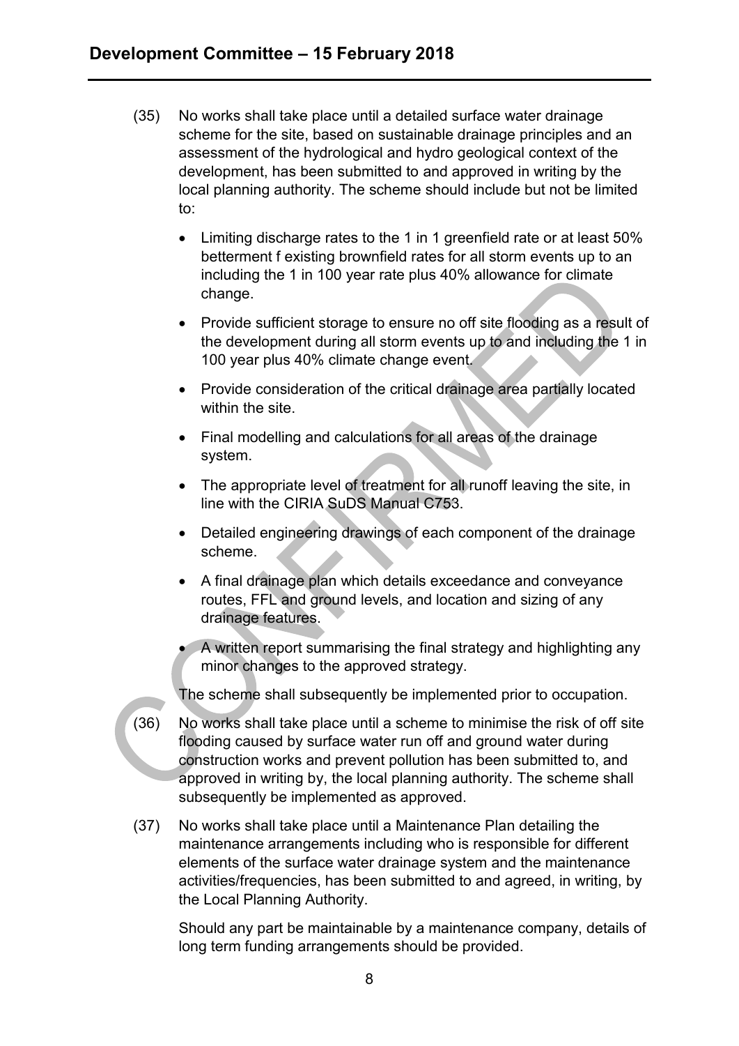(35) No works shall take place until a detailed surface water drainage scheme for the site, based on sustainable drainage principles and an assessment of the hydrological and hydro geological context of the development, has been submitted to and approved in writing by the local planning authority. The scheme should include but not be limited to:

- Limiting discharge rates to the 1 in 1 greenfield rate or at least 50% betterment f existing brownfield rates for all storm events up to an including the 1 in 100 year rate plus 40% allowance for climate change.
- Provide sufficient storage to ensure no off site flooding as a result of the development during all storm events up to and including the 1 in 100 year plus 40% climate change event.
- Provide consideration of the critical drainage area partially located within the site.
- Final modelling and calculations for all areas of the drainage system.
- The appropriate level of treatment for all runoff leaving the site, in line with the CIRIA SuDS Manual C753.
- Detailed engineering drawings of each component of the drainage scheme.
- A final drainage plan which details exceedance and conveyance routes, FFL and ground levels, and location and sizing of any drainage features.
- A written report summarising the final strategy and highlighting any minor changes to the approved strategy.

The scheme shall subsequently be implemented prior to occupation.

(36) No works shall take place until a scheme to minimise the risk of off site flooding caused by surface water run off and ground water during construction works and prevent pollution has been submitted to, and approved in writing by, the local planning authority. The scheme shall subsequently be implemented as approved.

(37) No works shall take place until a Maintenance Plan detailing the maintenance arrangements including who is responsible for different elements of the surface water drainage system and the maintenance activities/frequencies, has been submitted to and agreed, in writing, by the Local Planning Authority.

Should any part be maintainable by a maintenance company, details of long term funding arrangements should be provided.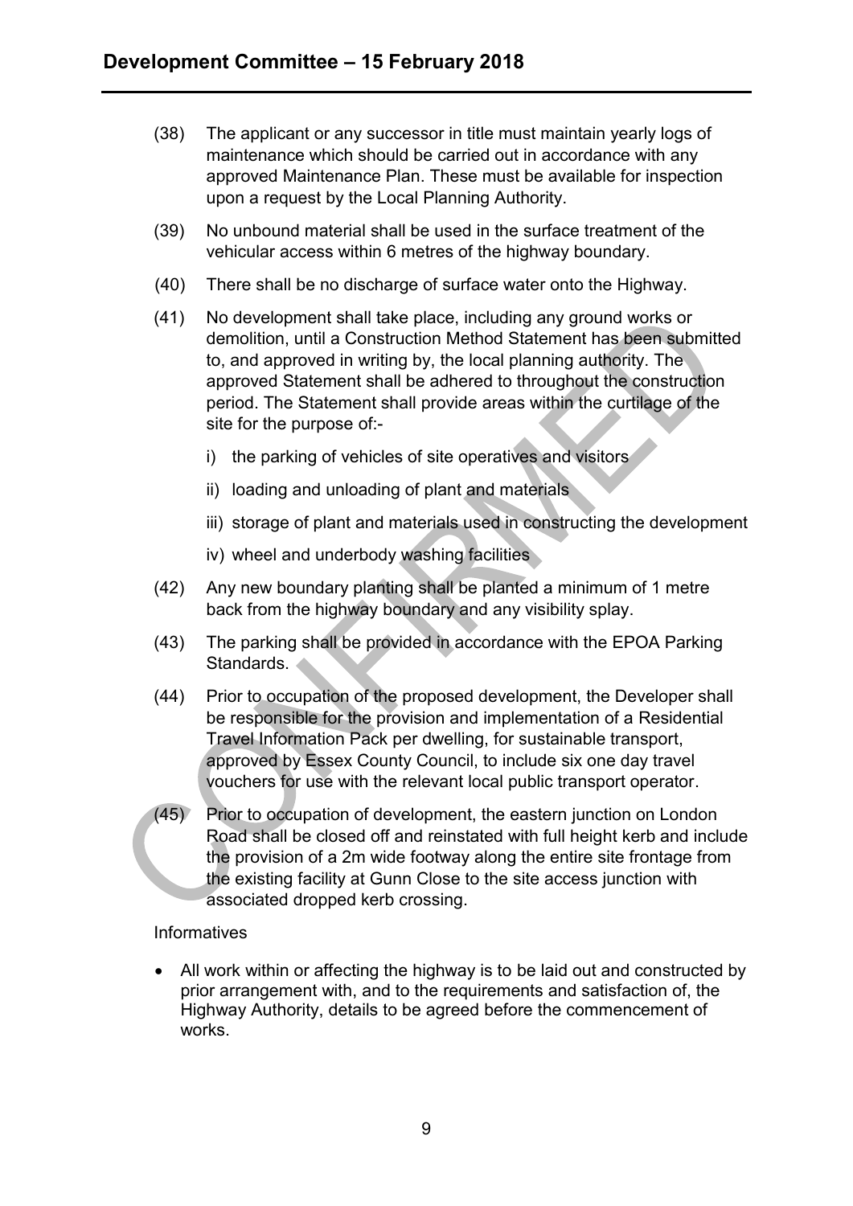(38) The applicant or any successor in title must maintain yearly logs of maintenance which should be carried out in accordance with any approved Maintenance Plan. These must be available for inspection upon a request by the Local Planning Authority.

(39) No unbound material shall be used in the surface treatment of the vehicular access within 6 metres of the highway boundary.

(40) There shall be no discharge of surface water onto the Highway.

(41) No development shall take place, including any ground works or demolition, until a Construction Method Statement has been submitted to, and approved in writing by, the local planning authority. The approved Statement shall be adhered to throughout the construction period. The Statement shall provide areas within the curtilage of the site for the purpose of:-

i) the parking of vehicles of site operatives and visitors

ii) loading and unloading of plant and materials

iii) storage of plant and materials used in constructing the development

iv) wheel and underbody washing facilities

(42) Any new boundary planting shall be planted a minimum of 1 metre back from the highway boundary and any visibility splay.

(43) The parking shall be provided in accordance with the EPOA Parking Standards.

(44) Prior to occupation of the proposed development, the Developer shall be responsible for the provision and implementation of a Residential Travel Information Pack per dwelling, for sustainable transport, approved by Essex County Council, to include six one day travel vouchers for use with the relevant local public transport operator.

(45) Prior to occupation of development, the eastern junction on London Road shall be closed off and reinstated with full height kerb and include the provision of a 2m wide footway along the entire site frontage from the existing facility at Gunn Close to the site access junction with associated dropped kerb crossing.

Informatives

- All work within or affecting the highway is to be laid out and constructed by prior arrangement with, and to the requirements and satisfaction of, the Highway Authority, details to be agreed before the commencement of works.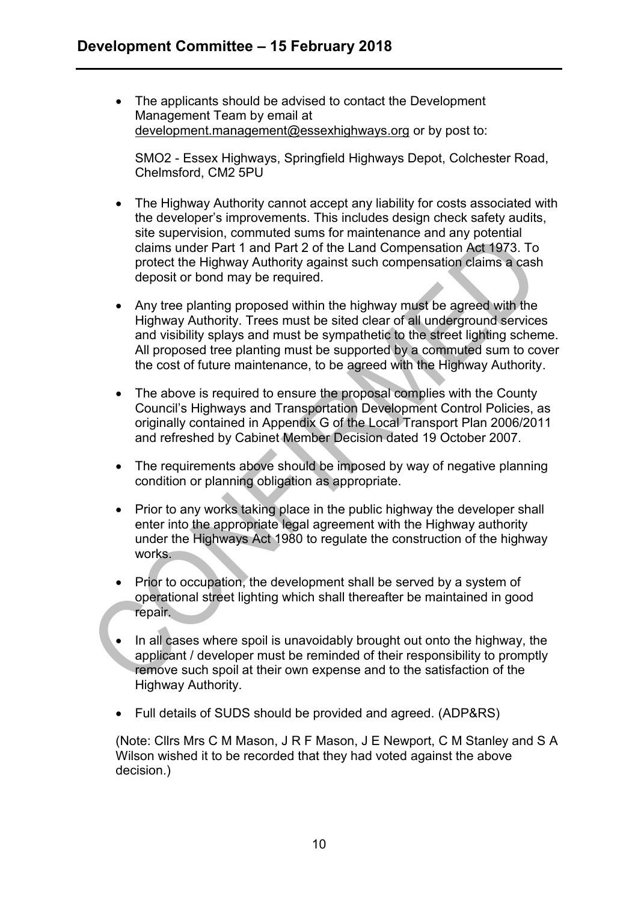- The applicants should be advised to contact the Development Management Team by email at development.management@essexhighways.org or by post to:

  SMO2 - Essex Highways, Springfield Highways Depot, Colchester Road, Chelmsford, CM2 5PU

- The Highway Authority cannot accept any liability for costs associated with the developer's improvements. This includes design check safety audits, site supervision, commuted sums for maintenance and any potential claims under Part 1 and Part 2 of the Land Compensation Act 1973. To protect the Highway Authority against such compensation claims a cash deposit or bond may be required.

- Any tree planting proposed within the highway must be agreed with the Highway Authority. Trees must be sited clear of all underground services and visibility splays and must be sympathetic to the street lighting scheme. All proposed tree planting must be supported by a commuted sum to cover the cost of future maintenance, to be agreed with the Highway Authority.

- The above is required to ensure the proposal complies with the County Council's Highways and Transportation Development Control Policies, as originally contained in Appendix G of the Local Transport Plan 2006/2011 and refreshed by Cabinet Member Decision dated 19 October 2007.

- The requirements above should be imposed by way of negative planning condition or planning obligation as appropriate.

- Prior to any works taking place in the public highway the developer shall enter into the appropriate legal agreement with the Highway authority under the Highways Act 1980 to regulate the construction of the highway works.

- Prior to occupation, the development shall be served by a system of operational street lighting which shall thereafter be maintained in good repair.

- In all cases where spoil is unavoidably brought out onto the highway, the applicant / developer must be reminded of their responsibility to promptly remove such spoil at their own expense and to the satisfaction of the Highway Authority.

- Full details of SUDS should be provided and agreed. (ADP&RS)

(Note: Cllrs Mrs C M Mason, J R F Mason, J E Newport, C M Stanley and S A Wilson wished it to be recorded that they had voted against the above decision.)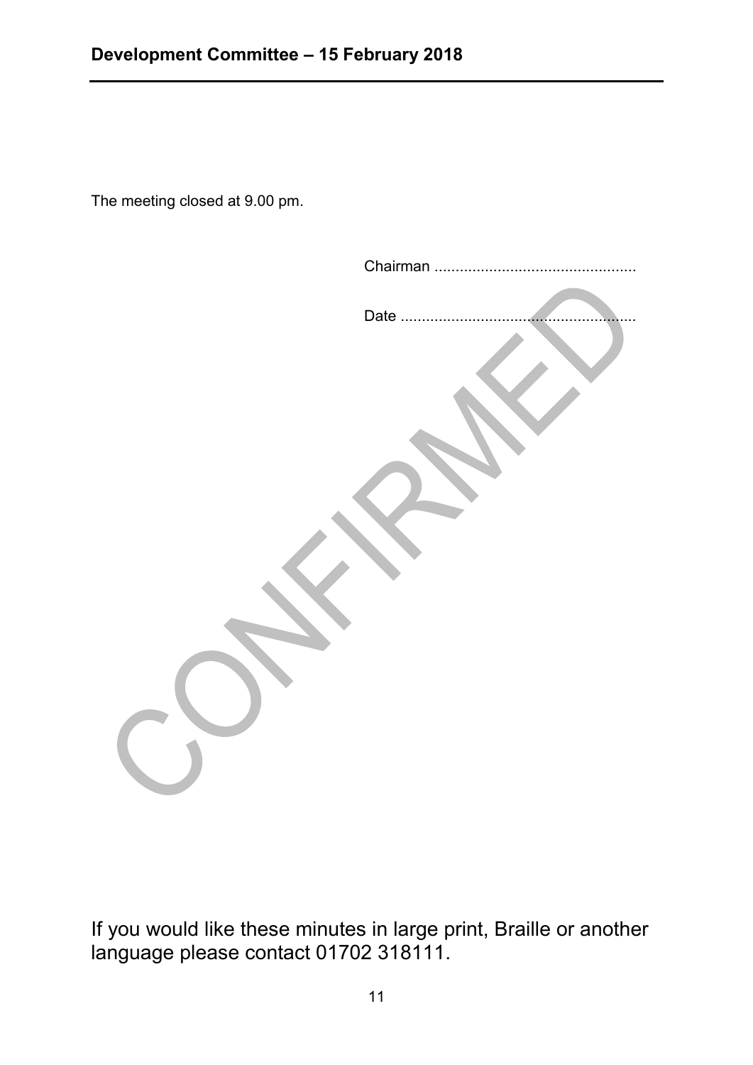The meeting closed at 9.00 pm.

Chairman ...............................................

Date .......................................................

CONFIRMED

If you would like these minutes in large print, Braille or another language please contact 01702 318111.